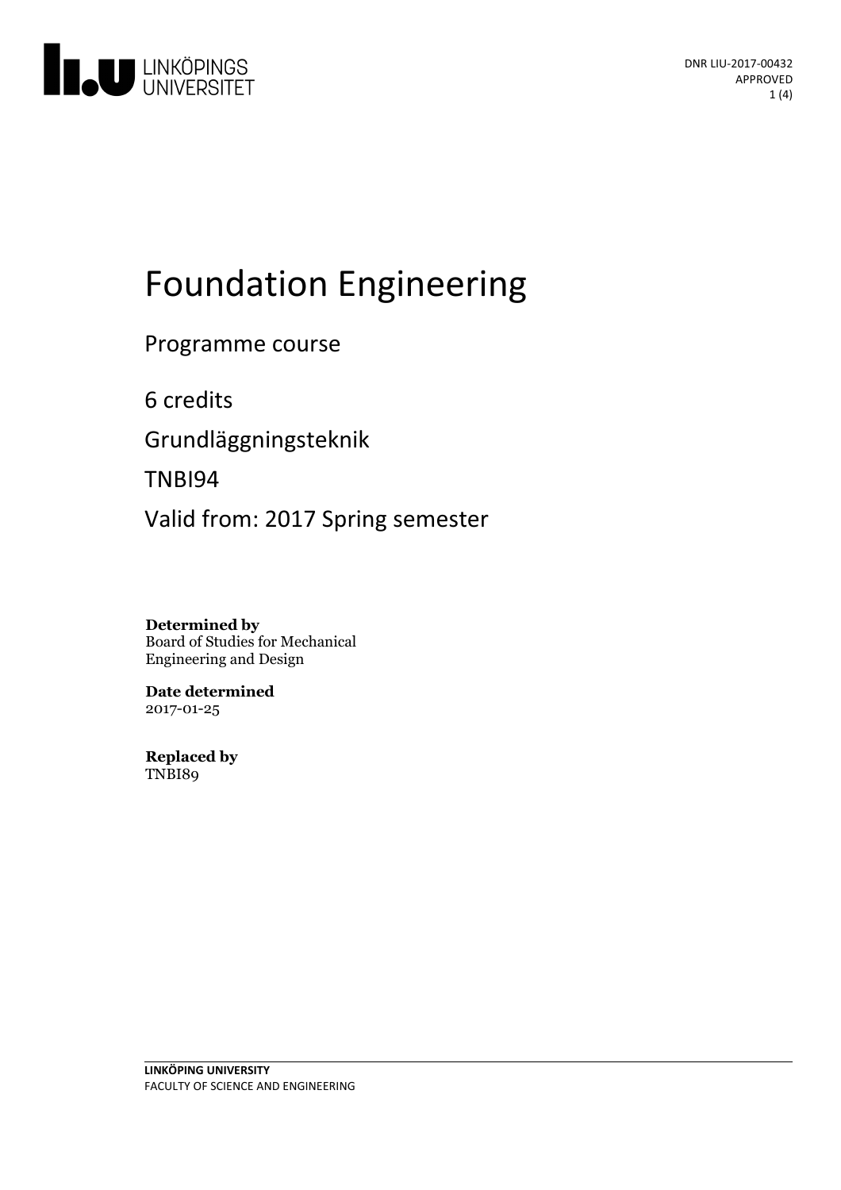# Foundation Engineering

Programme course

6 credits

Grundläggningsteknik

TNBI94

Valid from: 2017 Spring semester

**Determined by**
Board of Studies for Mechanical Engineering and Design

**Date determined**
2017-01-25

**Replaced by**
TNBI89

**LINKÖPING UNIVERSITY**
FACULTY OF SCIENCE AND ENGINEERING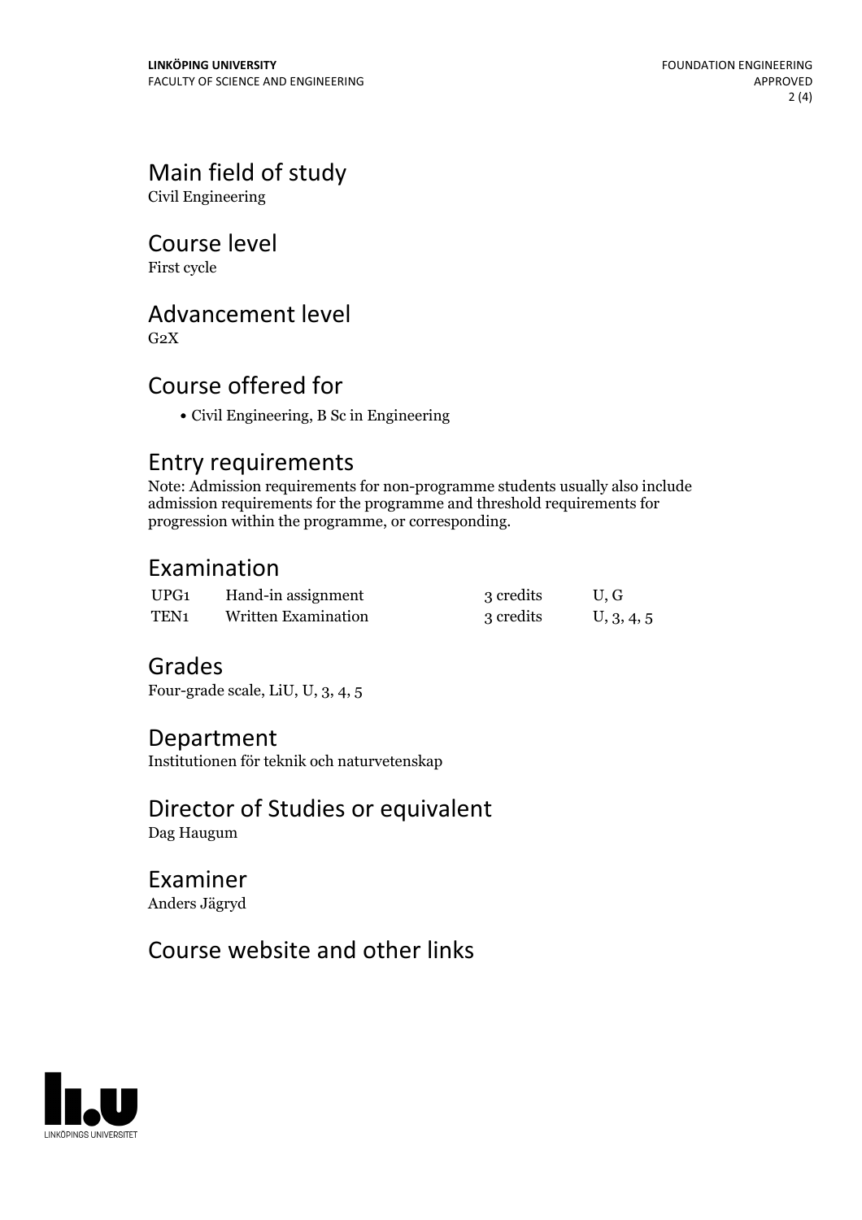## Main field of study

Civil Engineering

## Course level

First cycle

## Advancement level

G2X

## Course offered for

- Civil Engineering, B Sc in Engineering

## Entry requirements

Note: Admission requirements for non-programme students usually also include admission requirements for the programme and threshold requirements for progression within the programme, or corresponding.

## Examination

| | | | |
|---|---|---|---|
| UPG1 | Hand-in assignment | 3 credits | U, G |
| TEN1 | Written Examination | 3 credits | U, 3, 4, 5 |

## Grades

Four-grade scale, LiU, U, 3, 4, 5

## Department

Institutionen för teknik och naturvetenskap

## Director of Studies or equivalent

Dag Haugum

## Examiner

Anders Jägryd

## Course website and other links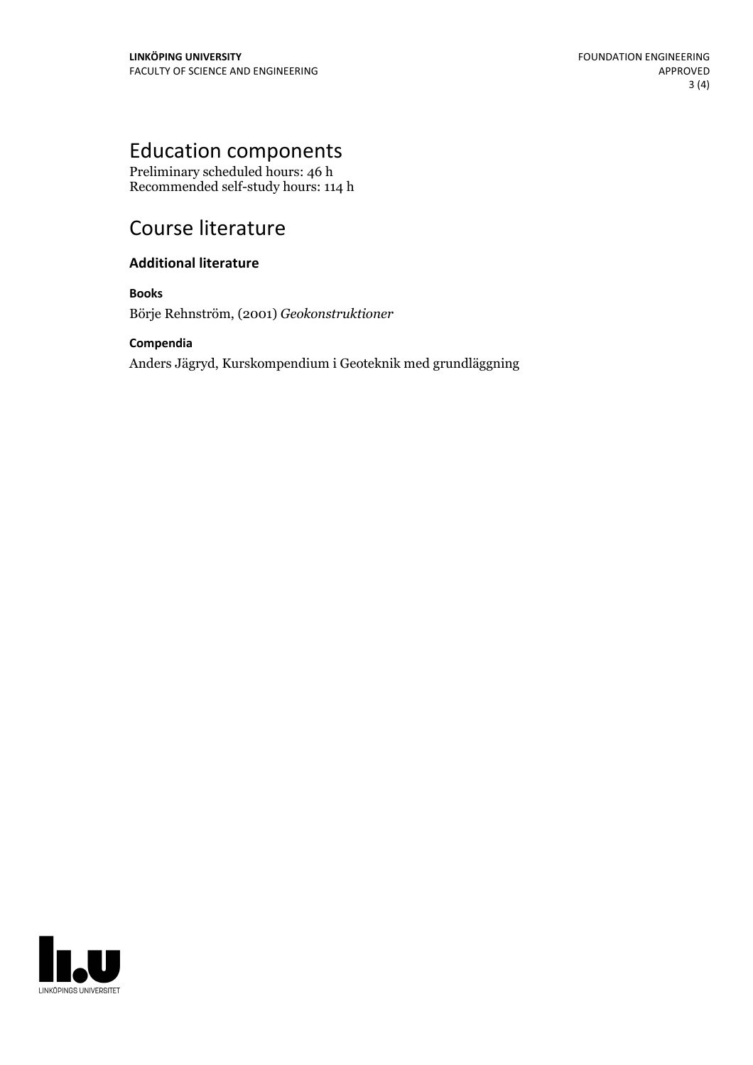# Education components

Preliminary scheduled hours: 46 h
Recommended self-study hours: 114 h

# Course literature

### Additional literature

**Books**

Börje Rehnström, (2001) *Geokonstruktioner*

**Compendia**

Anders Jägryd, Kurskompendium i Geoteknik med grundläggning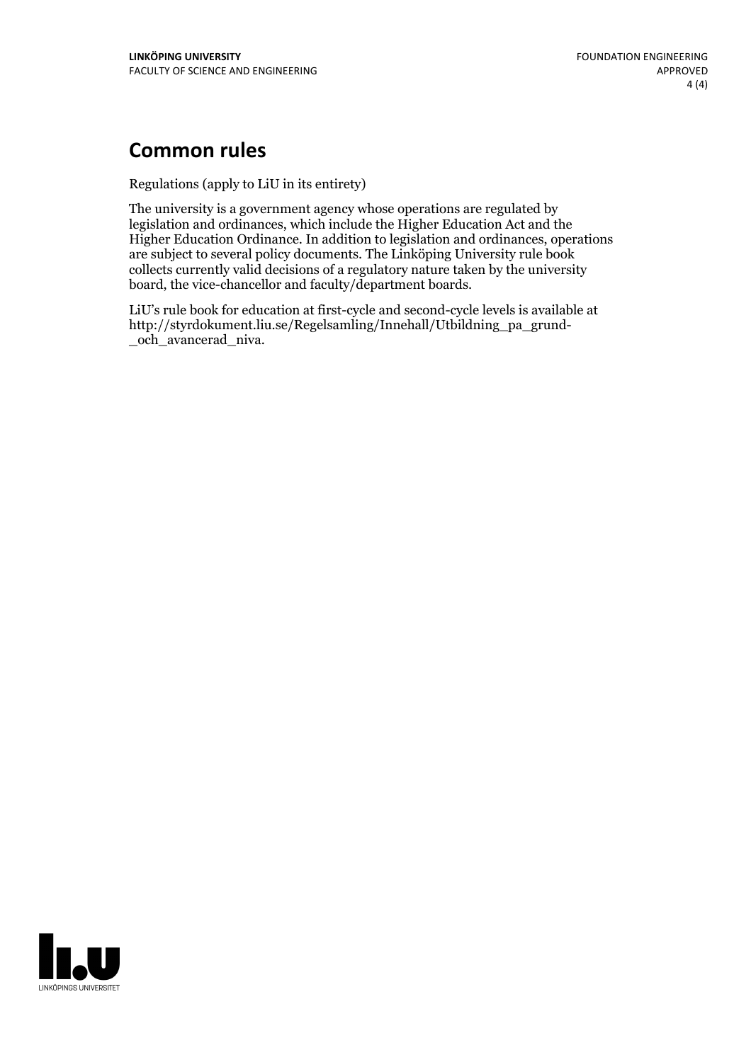# Common rules

Regulations (apply to LiU in its entirety)

The university is a government agency whose operations are regulated by legislation and ordinances, which include the Higher Education Act and the Higher Education Ordinance. In addition to legislation and ordinances, operations are subject to several policy documents. The Linköping University rule book collects currently valid decisions of a regulatory nature taken by the university board, the vice-chancellor and faculty/department boards.

LiU's rule book for education at first-cycle and second-cycle levels is available at http://styrdokument.liu.se/Regelsamling/Innehall/Utbildning_pa_grund-_och_avancerad_niva.